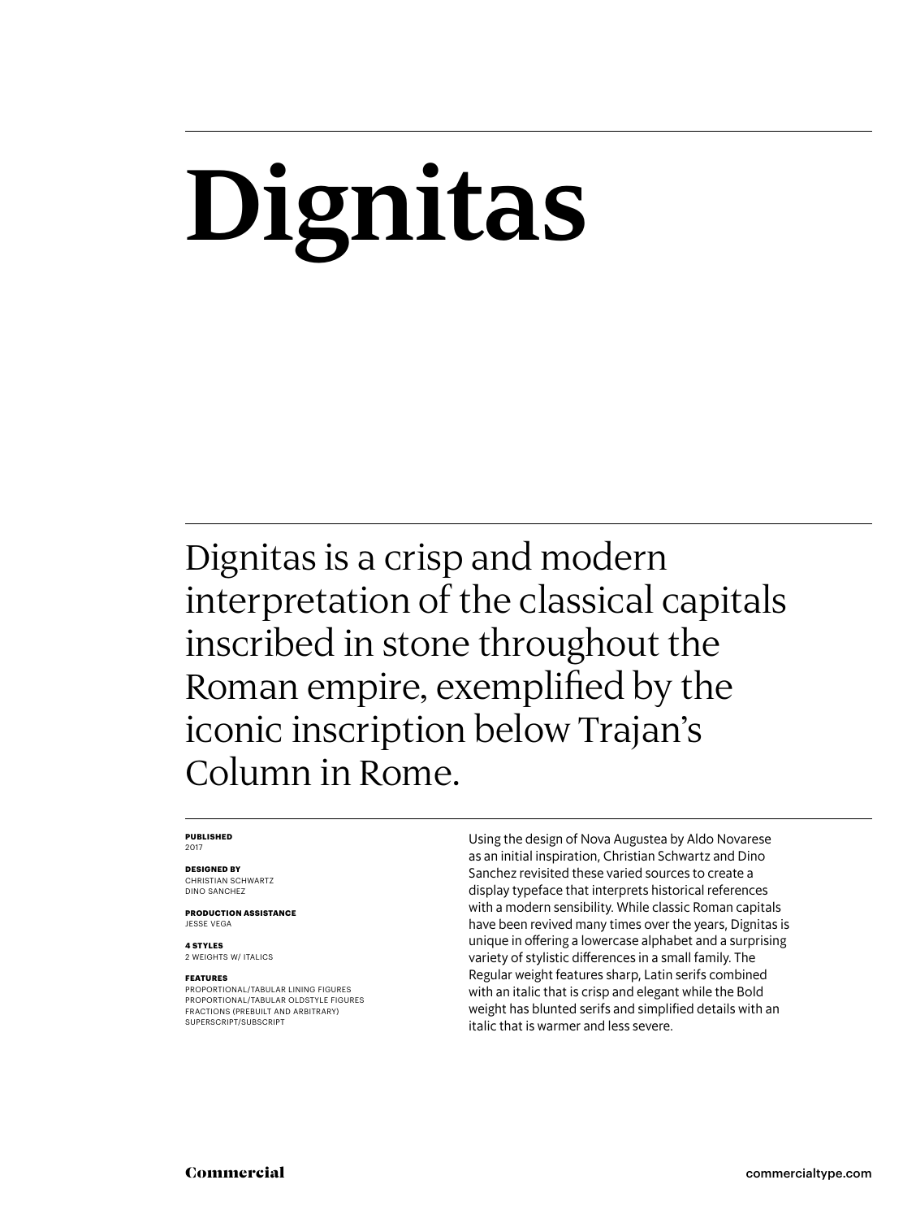# Dignitas

Dignitas is a crisp and modern interpretation of the classical capitals inscribed in stone throughout the Roman empire, exemplified by the iconic inscription below Trajan's Column in Rome.

**PUBLISHED**
2017

**DESIGNED BY**
CHRISTIAN SCHWARTZ
DINO SANCHEZ

**PRODUCTION ASSISTANCE**
JESSE VEGA

**4 STYLES**
2 WEIGHTS W/ ITALICS

**FEATURES**
PROPORTIONAL/TABULAR LINING FIGURES
PROPORTIONAL/TABULAR OLDSTYLE FIGURES
FRACTIONS (PREBUILT AND ARBITRARY)
SUPERSCRIPT/SUBSCRIPT

Using the design of Nova Augustea by Aldo Novarese as an initial inspiration, Christian Schwartz and Dino Sanchez revisited these varied sources to create a display typeface that interprets historical references with a modern sensibility. While classic Roman capitals have been revived many times over the years, Dignitas is unique in offering a lowercase alphabet and a surprising variety of stylistic differences in a small family. The Regular weight features sharp, Latin serifs combined with an italic that is crisp and elegant while the Bold weight has blunted serifs and simplified details with an italic that is warmer and less severe.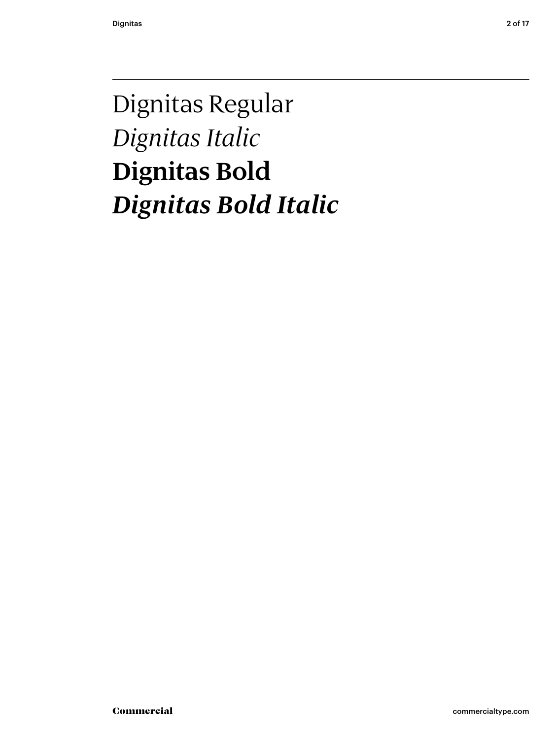Dignitas Regular

*Dignitas Italic*

**Dignitas Bold**

***Dignitas Bold Italic***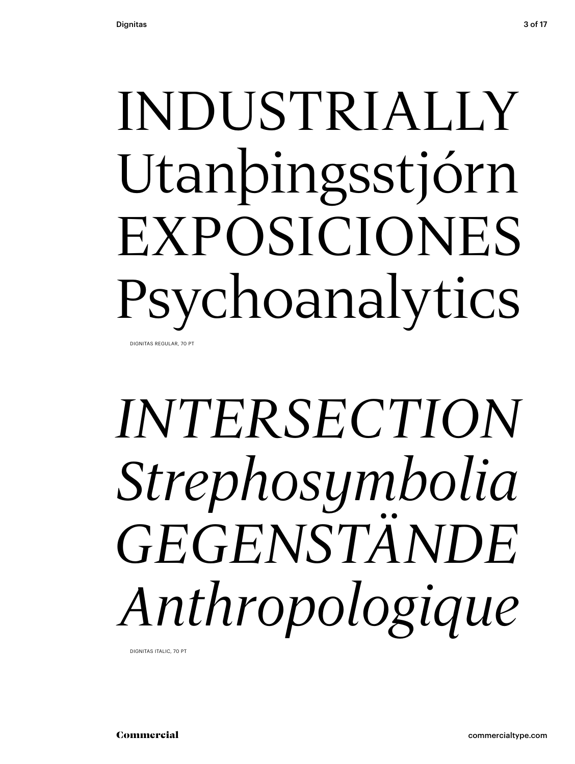INDUSTRIALLY
Utanþingsstjórn
EXPOSICIONES
Psychoanalytics

DIGNITAS REGULAR, 70 PT

*INTERSECTION*
*Strephosymbolia*
*GEGENSTÄNDE*
*Anthropologique*

DIGNITAS ITALIC, 70 PT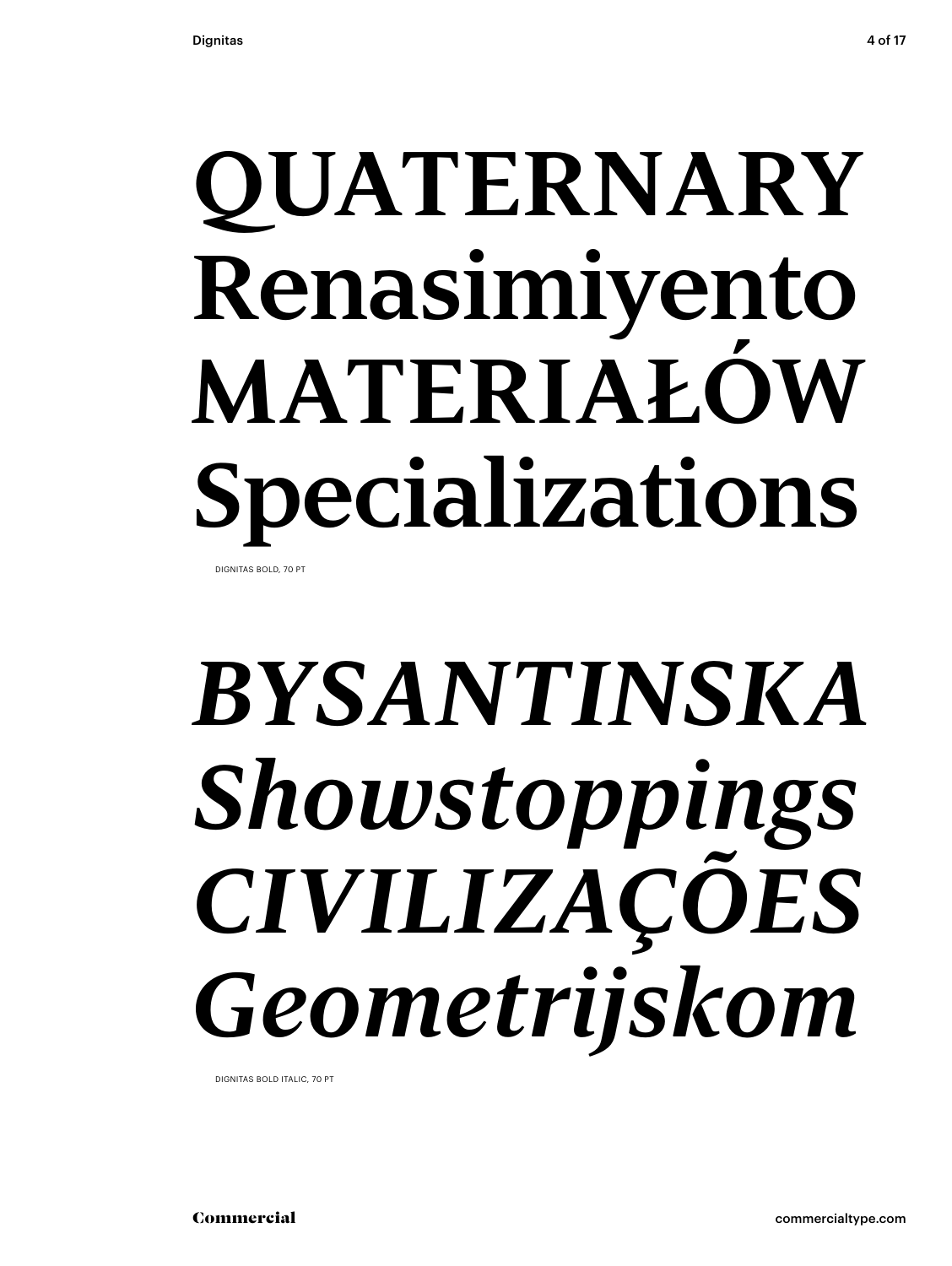**QUATERNARY**
**Renasimiyento**
**MATERIAŁÓW**
**Specializations**

DIGNITAS BOLD, 70 PT

***BYSANTINSKA***
***Showstoppings***
***CIVILIZAÇÕES***
***Geometrijskom***

DIGNITAS BOLD ITALIC, 70 PT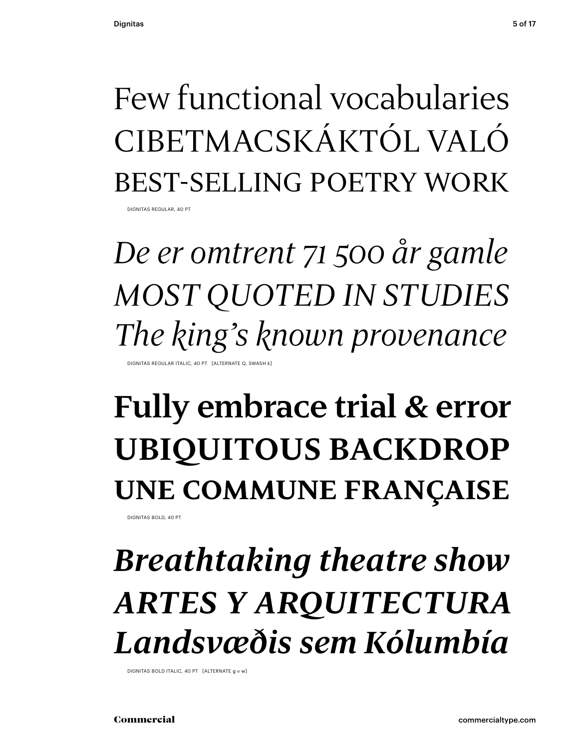Few functional vocabularies
CIBETMACSKÁKTÓL VALÓ
BEST-SELLING POETRY WORK

DIGNITAS REGULAR, 40 PT

*De er omtrent 71 500 år gamle*
*MOST QUOTED IN STUDIES*
*The king's known provenance*

DIGNITAS REGULAR ITALIC, 40 PT [ALTERNATE Q, SWASH k]

**Fully embrace trial & error**
**UBIQUITOUS BACKDROP**
**UNE COMMUNE FRANÇAISE**

DIGNITAS BOLD, 40 PT

***Breathtaking theatre show***
***ARTES Y ARQUITECTURA***
***Landsvæðis sem Kólumbía***

DIGNITAS BOLD ITALIC, 40 PT [ALTERNATE g v w]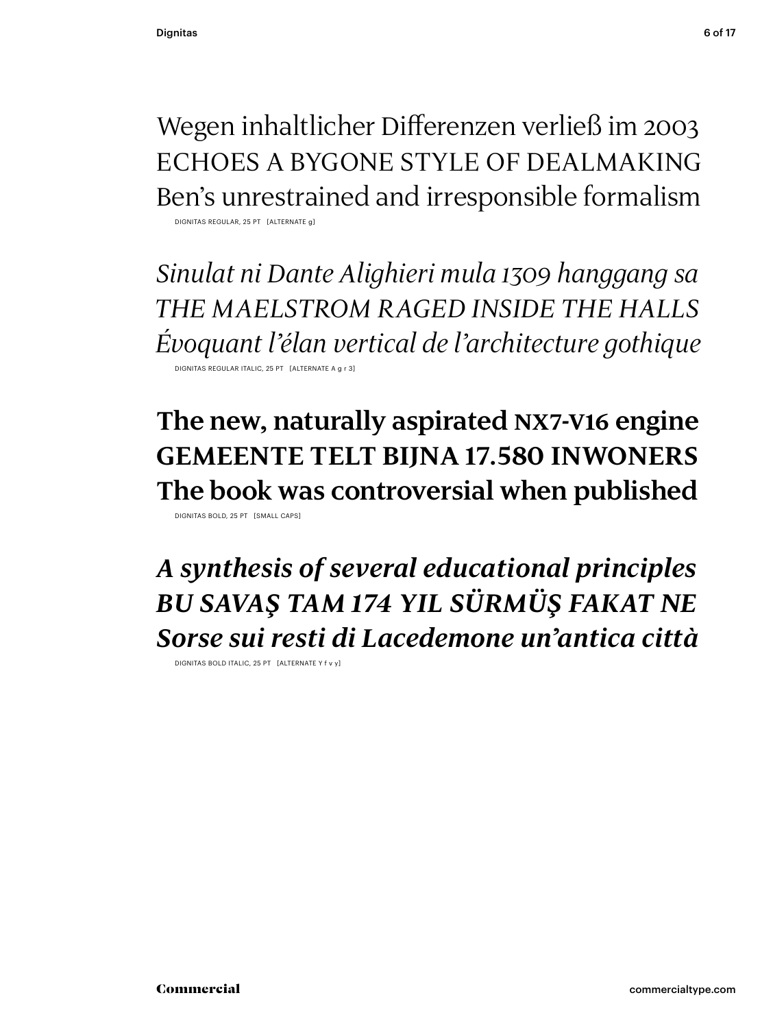Wegen inhaltlicher Differenzen verließ im 2003
ECHOES A BYGONE STYLE OF DEALMAKING
Ben's unrestrained and irresponsible formalism

DIGNITAS REGULAR, 25 PT [ALTERNATE g]

*Sinulat ni Dante Alighieri mula 1309 hanggang sa*
*THE MAELSTROM RAGED INSIDE THE HALLS*
*Évoquant l'élan vertical de l'architecture gothique*

DIGNITAS REGULAR ITALIC, 25 PT [ALTERNATE A g r 3]

**The new, naturally aspirated NX7-V16 engine**
**GEMEENTE TELT BIJNA 17.580 INWONERS**
**The book was controversial when published**

DIGNITAS BOLD, 25 PT [SMALL CAPS]

***A synthesis of several educational principles***
***BU SAVAŞ TAM 174 YIL SÜRMÜŞ FAKAT NE***
***Sorse sui resti di Lacedemone un'antica città***

DIGNITAS BOLD ITALIC, 25 PT [ALTERNATE Y f v y]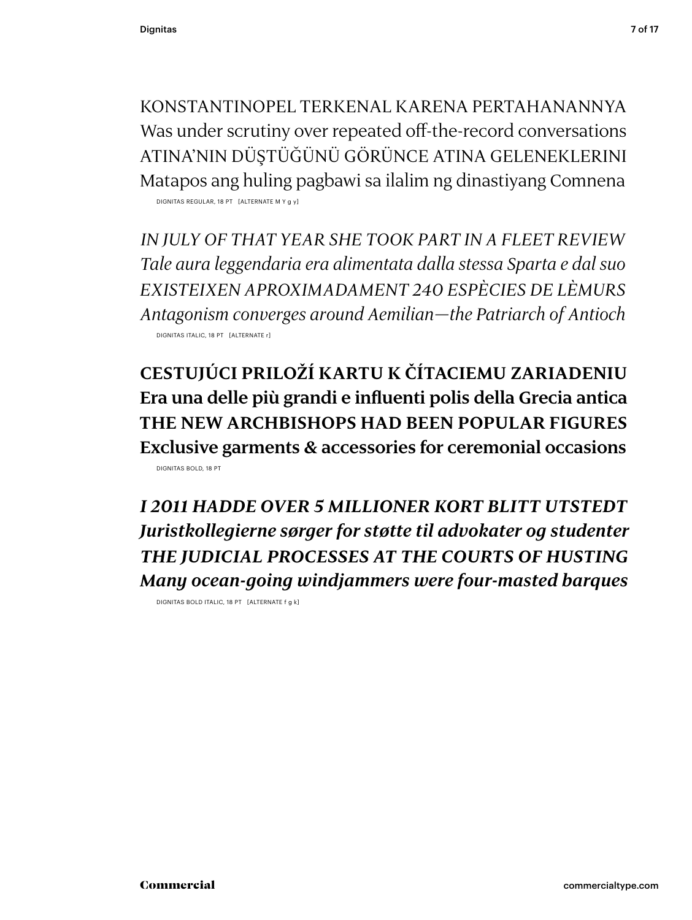KONSTANTINOPEL TERKENAL KARENA PERTAHANANNYA
Was under scrutiny over repeated off-the-record conversations
ATINA'NIN DÜŞTÜĞÜNÜ GÖRÜNCE ATINA GELENEKLERINI
Matapos ang huling pagbawi sa ilalim ng dinastiyang Comnena

DIGNITAS REGULAR, 18 PT [ALTERNATE M Y g y]

*IN JULY OF THAT YEAR SHE TOOK PART IN A FLEET REVIEW*
*Tale aura leggendaria era alimentata dalla stessa Sparta e dal suo*
*EXISTEIXEN APROXIMADAMENT 240 ESPÈCIES DE LÈMURS*
*Antagonism converges around Aemilian—the Patriarch of Antioch*

DIGNITAS ITALIC, 18 PT [ALTERNATE r]

**CESTUJÚCI PRILOŽÍ KARTU K ČÍTACIEMU ZARIADENIU**
**Era una delle più grandi e influenti polis della Grecia antica**
**THE NEW ARCHBISHOPS HAD BEEN POPULAR FIGURES**
**Exclusive garments & accessories for ceremonial occasions**

DIGNITAS BOLD, 18 PT

***I 2011 HADDE OVER 5 MILLIONER KORT BLITT UTSTEDT***
***Juristkollegierne sørger for støtte til advokater og studenter***
***THE JUDICIAL PROCESSES AT THE COURTS OF HUSTING***
***Many ocean-going windjammers were four-masted barques***

DIGNITAS BOLD ITALIC, 18 PT [ALTERNATE f g k]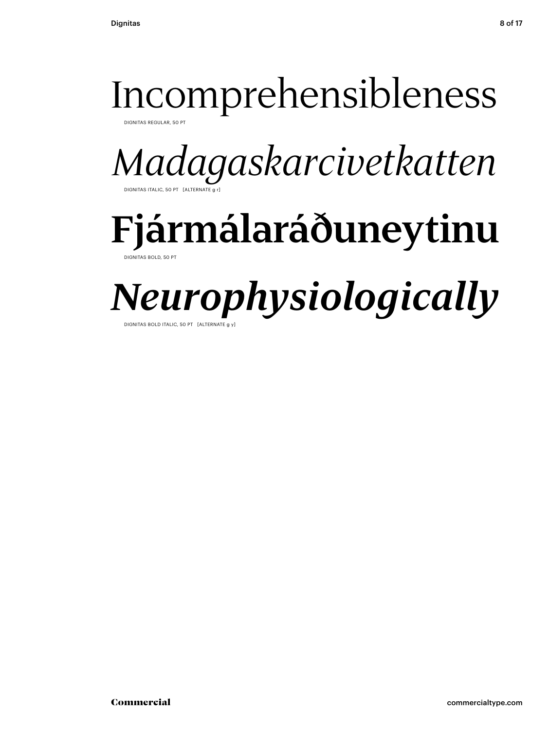Incomprehensibleness

DIGNITAS REGULAR, 50 PT

*Madagaskarcivetkatten*

DIGNITAS ITALIC, 50 PT [ALTERNATE g r]

**Fjármálaráðuneytinu**

DIGNITAS BOLD, 50 PT

***Neurophysiologically***

DIGNITAS BOLD ITALIC, 50 PT [ALTERNATE g y]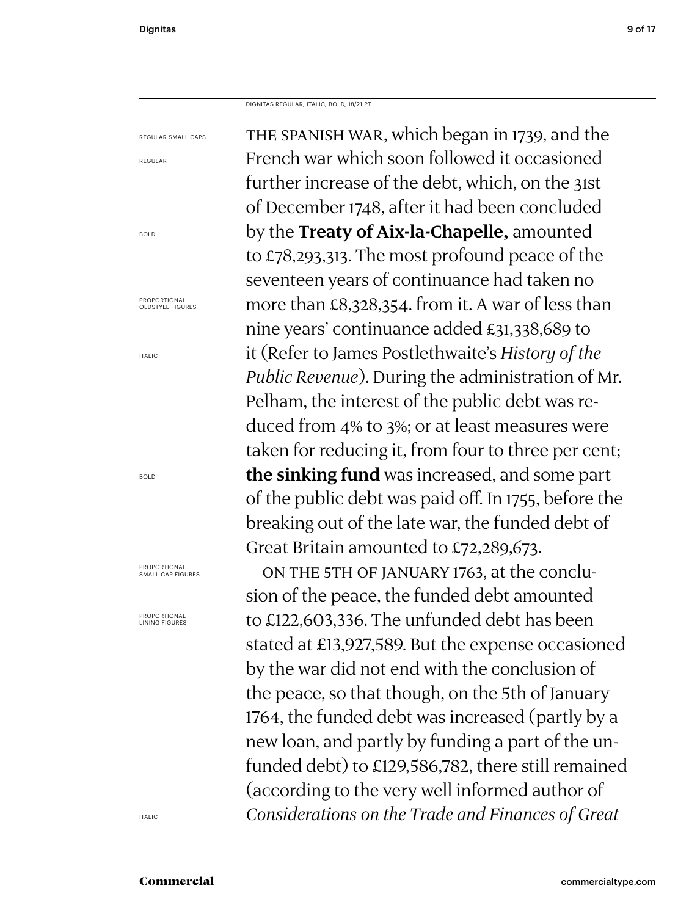DIGNITAS REGULAR, ITALIC, BOLD, 18/21 PT

REGULAR SMALL CAPS

REGULAR

BOLD

PROPORTIONAL OLDSTYLE FIGURES

ITALIC

BOLD

PROPORTIONAL SMALL CAP FIGURES

PROPORTIONAL LINING FIGURES

ITALIC

THE SPANISH WAR, which began in 1739, and the French war which soon followed it occasioned further increase of the debt, which, on the 31st of December 1748, after it had been concluded by the **Treaty of Aix-la-Chapelle,** amounted to £78,293,313. The most profound peace of the seventeen years of continuance had taken no more than £8,328,354. from it. A war of less than nine years' continuance added £31,338,689 to it (Refer to James Postlethwaite's *History of the Public Revenue*). During the administration of Mr. Pelham, the interest of the public debt was reduced from 4% to 3%; or at least measures were taken for reducing it, from four to three per cent; **the sinking fund** was increased, and some part of the public debt was paid off. In 1755, before the breaking out of the late war, the funded debt of Great Britain amounted to £72,289,673.

ON THE 5TH OF JANUARY 1763, at the conclusion of the peace, the funded debt amounted to £122,603,336. The unfunded debt has been stated at £13,927,589. But the expense occasioned by the war did not end with the conclusion of the peace, so that though, on the 5th of January 1764, the funded debt was increased (partly by a new loan, and partly by funding a part of the unfunded debt) to £129,586,782, there still remained (according to the very well informed author of *Considerations on the Trade and Finances of Great*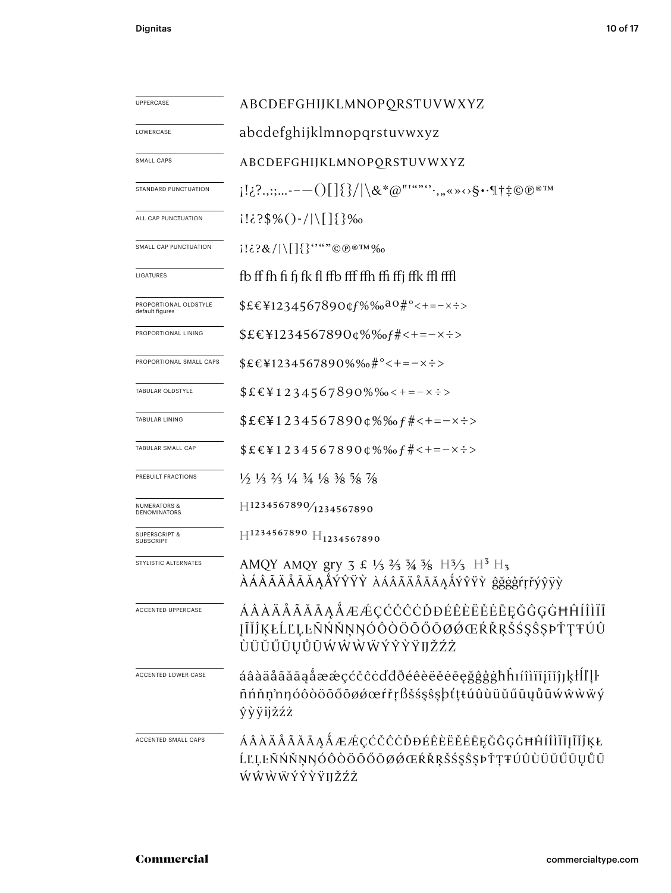| | |
|---|---|
| UPPERCASE | ABCDEFGHIJKLMNOPQRSTUVWXYZ |
| LOWERCASE | abcdefghijklmnopqrstuvwxyz |
| SMALL CAPS | ABCDEFGHIJKLMNOPQRSTUVWXYZ |
| STANDARD PUNCTUATION | ¡!¿?.,:;…-–—()[]{}/\|\&*@"'“”‘’·,„«»‹›§•·¶†‡©℗®™ |
| ALL CAP PUNCTUATION | ¡!¿?$%()-/\|\[]{}‰ |
| SMALL CAP PUNCTUATION | ¡!¿?&/\|\[]{}‘’“”©℗®™‰ |
| LIGATURES | fb ff fh fi fj fk fl ffb fff ffh ffi ffj ffk ffl fffl |
| PROPORTIONAL OLDSTYLE default figures | $£€¥1234567890¢ƒ%‰ªº#°<+=−×÷> |
| PROPORTIONAL LINING | $£€¥1234567890¢%‰ƒ#<+=−×÷> |
| PROPORTIONAL SMALL CAPS | $£€¥1234567890%‰#°<+=−×÷> |
| TABULAR OLDSTYLE | $£€¥1234567890%‰<+=−×÷> |
| TABULAR LINING | $£€¥1234567890¢%‰ƒ#<+=−×÷> |
| TABULAR SMALL CAP | $£€¥1234567890¢%‰ƒ#<+=−×÷> |
| PREBUILT FRACTIONS | ½ ⅓ ⅔ ¼ ¾ ⅛ ⅜ ⅝ ⅞ |
| NUMERATORS & DENOMINATORS | H1234567890⁄1234567890 |
| SUPERSCRIPT & SUBSCRIPT | H1234567890 H1234567890 |
| STYLISTIC ALTERNATES | AMQY AMQY gry 3 £ ⅓ ⅔ ¾ ⅜ H3⁄3 H3 H3 ÀÁÂÃÄÅĀĂĄǺÝŶŸỲ ÀÁÂÃÄÅĀĂĄǺÝŶŸỲ ĝğġģŕŗřýŷÿỳ |
| ACCENTED UPPERCASE | ÁÂÀÄÅÃĂĀĄǺÆǼÇĆČĈĊĎĐÉÊÈËĚĖĒĘĞĜĢĠĦĤÍÎÌÏĪĮĨĬĴĶŁĹĽĻĿÑŃŇŅŊÓÔÒÖÕŐŌØǾŒŔŘŖŠŚŞŜȘÞŤŢŦÚÛÙÜŬŰŪŲŮŨẂŴẀẄÝŶỲŸĲŽŹŻ |
| ACCENTED LOWER CASE | áâàäåãăāąǻæǽçćčĉċďđðéêèëěėēęğĝģġħĥıíîìïīįĩĭȷĵķłĺľļŀñńňņŉŋóôòöõőōøǿœŕřŗßšśşŝșþťţŧúûùüŭűūųůũẃŵẁẅýŷỳÿĳžźż |
| ACCENTED SMALL CAPS | ÁÂÀÄÅÃĂĀĄǺÆǼÇĆČĈĊĎĐÉÊÈËĚĖĒĘĞĜĢĠĦĤÍÎÌÏĪĮĨĬĴĶŁĹĽĻĿÑŃŇŅŊÓÔÒÖÕŐŌØǾŒŔŘŖŠŚŞŜȘÞŤŢŦÚÛÙÜŬŰŪŲŮŨẂŴẀẄÝŶỲŸĲŽŹŻ |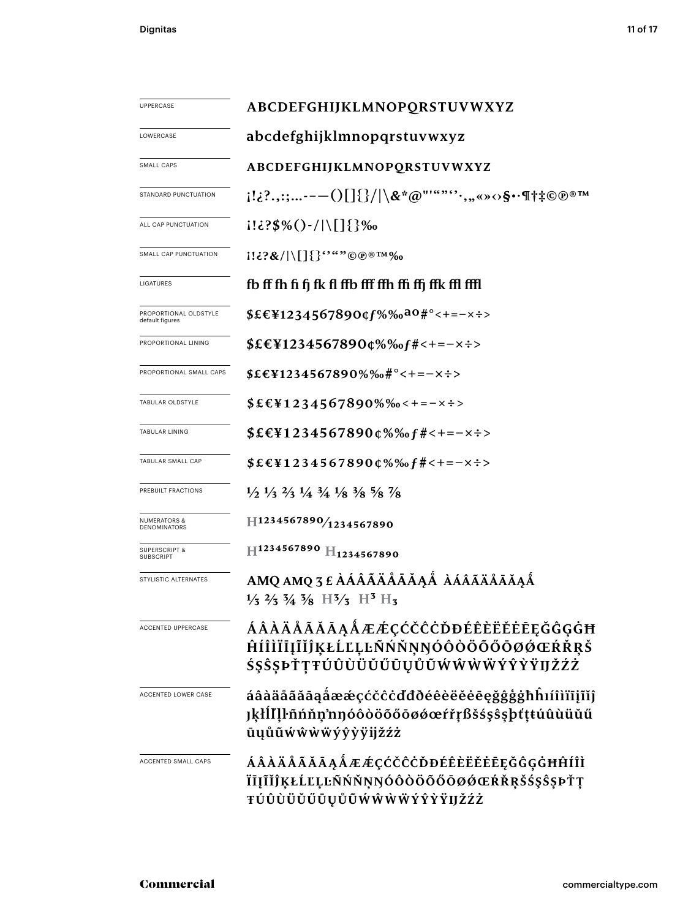| | |
|---|---|
| UPPERCASE | ABCDEFGHIJKLMNOPQRSTUVWXYZ |
| LOWERCASE | abcdefghijklmnopqrstuvwxyz |
| SMALL CAPS | ABCDEFGHIJKLMNOPQRSTUVWXYZ |
| STANDARD PUNCTUATION | ¡!¿?.,:;…-–—()[]{}/\|\&*@"'“”‘’·,„«»‹›§•·¶†‡©℗®™ |
| ALL CAP PUNCTUATION | ¡!¿?$%()-/\|\[]{}‰ |
| SMALL CAP PUNCTUATION | ¡!¿?&/\|\[]{}‘’“”©℗®™‰ |
| LIGATURES | fb ff fh fi fj fk fl ffb fff ffh ffi ffj ffk ffl fffl |
| PROPORTIONAL OLDSTYLE default figures | $£€¥1234567890¢ƒ%‰ªº#°<+=−×÷> |
| PROPORTIONAL LINING | $£€¥1234567890¢%‰ƒ#<+=−×÷> |
| PROPORTIONAL SMALL CAPS | $£€¥1234567890%‰#°<+=−×÷> |
| TABULAR OLDSTYLE | $£€¥1234567890%‰<+=−×÷> |
| TABULAR LINING | $£€¥1234567890¢%‰ƒ#<+=−×÷> |
| TABULAR SMALL CAP | $£€¥1234567890¢%‰ƒ#<+=−×÷> |
| PREBUILT FRACTIONS | ½ ⅓ ⅔ ¼ ¾ ⅛ ⅜ ⅝ ⅞ |
| NUMERATORS & DENOMINATORS | H1234567890⁄1234567890 |
| SUPERSCRIPT & SUBSCRIPT | H1234567890 H1234567890 |
| STYLISTIC ALTERNATES | AMQ AMQ 3 £ ÀÁÂÃÄÅĀĂĄǺ ÀÁÂÃÄÅĀĂĄǺ ⅓ ⅔ ¾ ⅜ H⅓ H3 H3 |
| ACCENTED UPPERCASE | ÁÂÀÄÅÃĂĀĄǺÆǼÇĆČĈĊĎĐÉÊÈËĚĖĒĘĞĜĢĠĦĤÍÎÌÏĪĮĨĬĴĶŁĹĽĻĿÑŃŇŅŊÓÔÒÖÕŐŌØǾŒŔŘŖŠŚŞŜȘÞŤŢŦÚÛÙÜŬŰŪŲŮŨẂŴẀẄÝŶỲŸĲŽŹŻ |
| ACCENTED LOWER CASE | áâàäåãăāąǻæǽçćčĉċďđðéêèëěėēęğĝģġħĥıíîìïīįĩĭĵȷķłĺľļŀñńňņŉŋóôòöõőōøǿœŕřŗßšśşŝșþťţŧúûùüŭűūųůũẃŵẁẅýŷỳÿĳžźż |
| ACCENTED SMALL CAPS | ÁÂÀÄÅÃĂĀĄǺÆǼÇĆČĈĊĎĐÉÊÈËĚĖĒĘĞĜĢĠĦĤÍÎÌÏĪĮĨĬĴĶŁĹĽĻĿÑŃŇŅŊÓÔÒÖÕŐŌØǾŒŔŘŖŠŚŞŜȘÞŤŢŦÚÛÙÜŬŰŪŲŮŨẂŴẀẄÝŶỲŸĲŽŹŻ |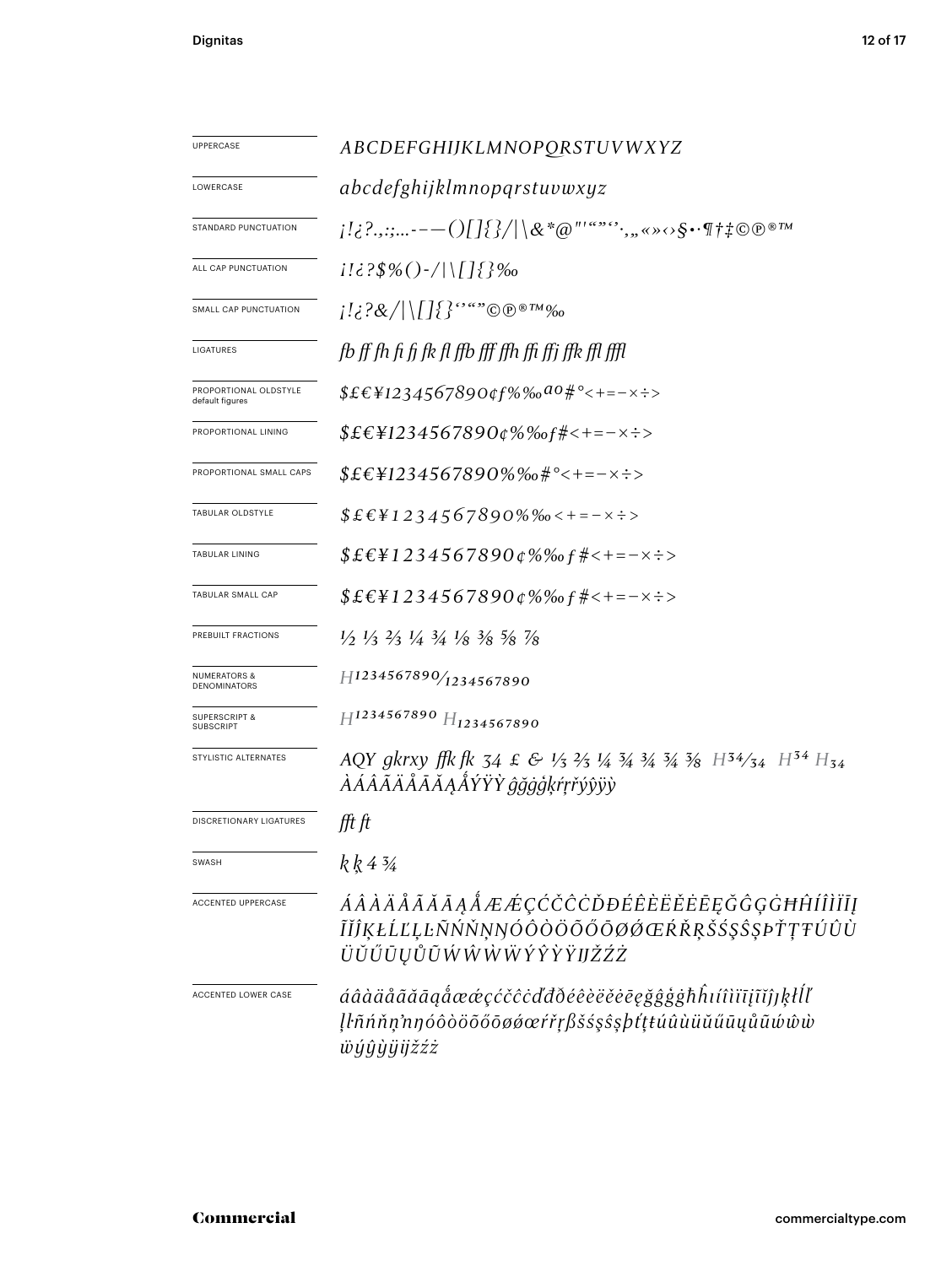| | |
|---|---|
| UPPERCASE | *ABCDEFGHIJKLMNOPQRSTUVWXYZ* |
| LOWERCASE | *abcdefghijklmnopqrstuvwxyz* |
| STANDARD PUNCTUATION | *¡!¿?.,:;...-–—()[]{}/\|\&*@"'""''·,„«»‹›§•·¶†‡©℗®™* |
| ALL CAP PUNCTUATION | *¡!¿?$%()-/\|\[]{}‰* |
| SMALL CAP PUNCTUATION | *¡!¿?&/\|\[]{}''""©℗®™‰* |
| LIGATURES | *fb ff fh fi fj fk fl ffb fff ffh ffi ffj ffk ffl fffl* |
| PROPORTIONAL OLDSTYLE default figures | *$£€¥1234567890¢ƒ%‰ªº#°<+=−×÷>* |
| PROPORTIONAL LINING | *$£€¥1234567890¢%‰ƒ#<+=−×÷>* |
| PROPORTIONAL SMALL CAPS | *$£€¥1234567890%‰#°<+=−×÷>* |
| TABULAR OLDSTYLE | *$£€¥1234567890%‰<+=−×÷>* |
| TABULAR LINING | *$£€¥1234567890¢%‰ƒ#<+=−×÷>* |
| TABULAR SMALL CAP | *$£€¥1234567890¢%‰ƒ#<+=−×÷>* |
| PREBUILT FRACTIONS | *½ ⅓ ⅔ ¼ ¾ ⅛ ⅜ ⅝ ⅞* |
| NUMERATORS & DENOMINATORS | *H1234567890/1234567890* |
| SUPERSCRIPT & SUBSCRIPT | *H1234567890 H1234567890* |
| STYLISTIC ALTERNATES | *AQY gkrxy ffk fk 34 £ & ⅓ ⅔ ¼ ¾ ¾ ¾ ⅜ H34/34 H34 H34 ÀÁÂÃÄÅĀĂĄǺÝŸỲ ĝğġģķŕŗřýŷÿỳ* |
| DISCRETIONARY LIGATURES | *fft ft* |
| SWASH | *k ķ 4 ¾* |
| ACCENTED UPPERCASE | *ÁÂÀÄÅÃĂĀĄǺÆǼÇĆČĈĊĎĐÉÊÈËĚĖĒĘĞĜĢĠĦĤÍÎÌÏĪĮĨĬĴĶŁĹĽĻĿÑŃŇŅŊÓÔÒÖÕŐŌØǾŒŔŘŖŠŚŞŜȘÞŤŢŦÚÛÙÜŬŰŪŲŮŨẂŴẀẄÝŶỲŸĲŽŹŻ* |
| ACCENTED LOWER CASE | *áâàäåãăāąǻæǽçćčĉċďđðéêèëěėēęğĝģġħĥıíîìïīįĩĭĵķłĺľļŀñńňņŉŋóôòöõőōøǿœŕřŗßšśşŝșþťţŧúûùüŭűūųůũẃŵẁẅýŷỳÿĳžźż* |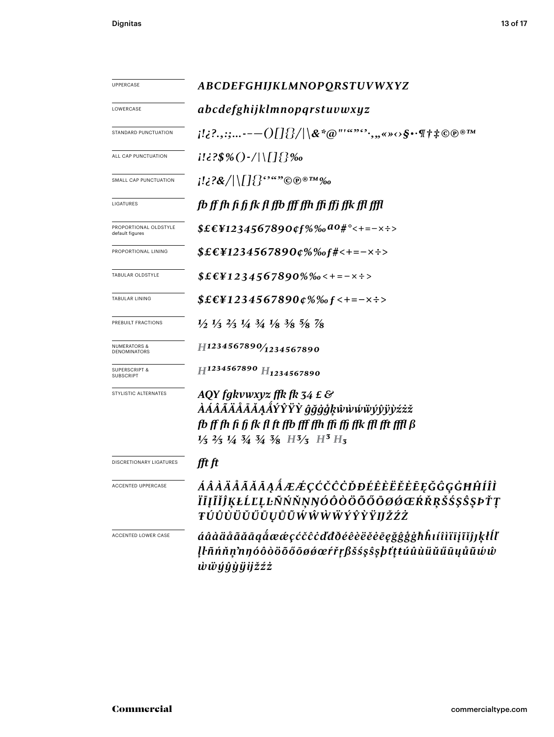| | |
|---|---|
| UPPERCASE | *ABCDEFGHIJKLMNOPQRSTUVWXYZ* |
| LOWERCASE | *abcdefghijklmnopqrstuvwxyz* |
| STANDARD PUNCTUATION | *¡!¿?.,:;...-–—()[]{}/\|\&*@"'""''·,„«»‹›§•·¶†‡©℗®™* |
| ALL CAP PUNCTUATION | *¡!¿?$%()-/\|\[]{}‰* |
| SMALL CAP PUNCTUATION | *¡!¿?&/\|\[]{}''""©℗®™‰* |
| LIGATURES | *fb ff fh fi fj fk fl ffb fff ffh ffi ffj ffk ffl fffl* |
| PROPORTIONAL OLDSTYLE default figures | *$£€¥1234567890¢ƒ%‰ªº#°<+=−×÷>* |
| PROPORTIONAL LINING | *$£€¥1234567890¢%‰ƒ#<+=−×÷>* |
| TABULAR OLDSTYLE | *$£€¥1234567890%‰<+=−×÷>* |
| TABULAR LINING | *$£€¥1234567890¢%‰ƒ<+=−×÷>* |
| PREBUILT FRACTIONS | *½ ⅓ ⅔ ¼ ¾ ⅛ ⅜ ⅝ ⅞* |
| NUMERATORS & DENOMINATORS | *H1234567890/1234567890* |
| SUPERSCRIPT & SUBSCRIPT | *$H^{1234567890}$ $H_{1234567890}$* |
| STYLISTIC ALTERNATES | *AQY fgkvwxyz ffk fk 34 £ & ÀÁÂÃÄÅĀĂĄǺÝŶŸỲ ĝğġģķŵẁẃẅýŷÿỳźżž fb ff fh fi fj fk fl ft ffb fff ffh ffi ffj ffk ffl fft ffl ß ⅓ ⅔ ¼ ¾ ¾ ⅜ H³⁄₃ H³ H₃* |
| DISCRETIONARY LIGATURES | *fft ft* |
| ACCENTED UPPERCASE | *ÁÂÀÄÅÃĂĀĄǺÆǼÇĆČĈĊĎĐÉÊÈËĚĖĒĘĞĜĢĠĦĤÍÎÌÏĬĮĨĴĶŁĹĽĻĿÑŃŇŅŊÓÔÒÖÕŐŌØǾŒŔŘŖŠŚŞŜȘÞŤŢŦÚÛÙÜŬŰŪŲŮŨẂŴẀẄÝŶỲŸĲŽŹŻ* |
| ACCENTED LOWER CASE | *áâàäåãăāąǻæǽçćčĉċďđðéêèëěėēęğĝģġħĥıíîìïĭīįĩĵȷķłĺľļŀñńňņŉŋóôòöõőōøǿœŕřŗßšśşŝșþťţŧúûùüŭűūųůũẃŵẁẅýŷỳÿĳžźż* |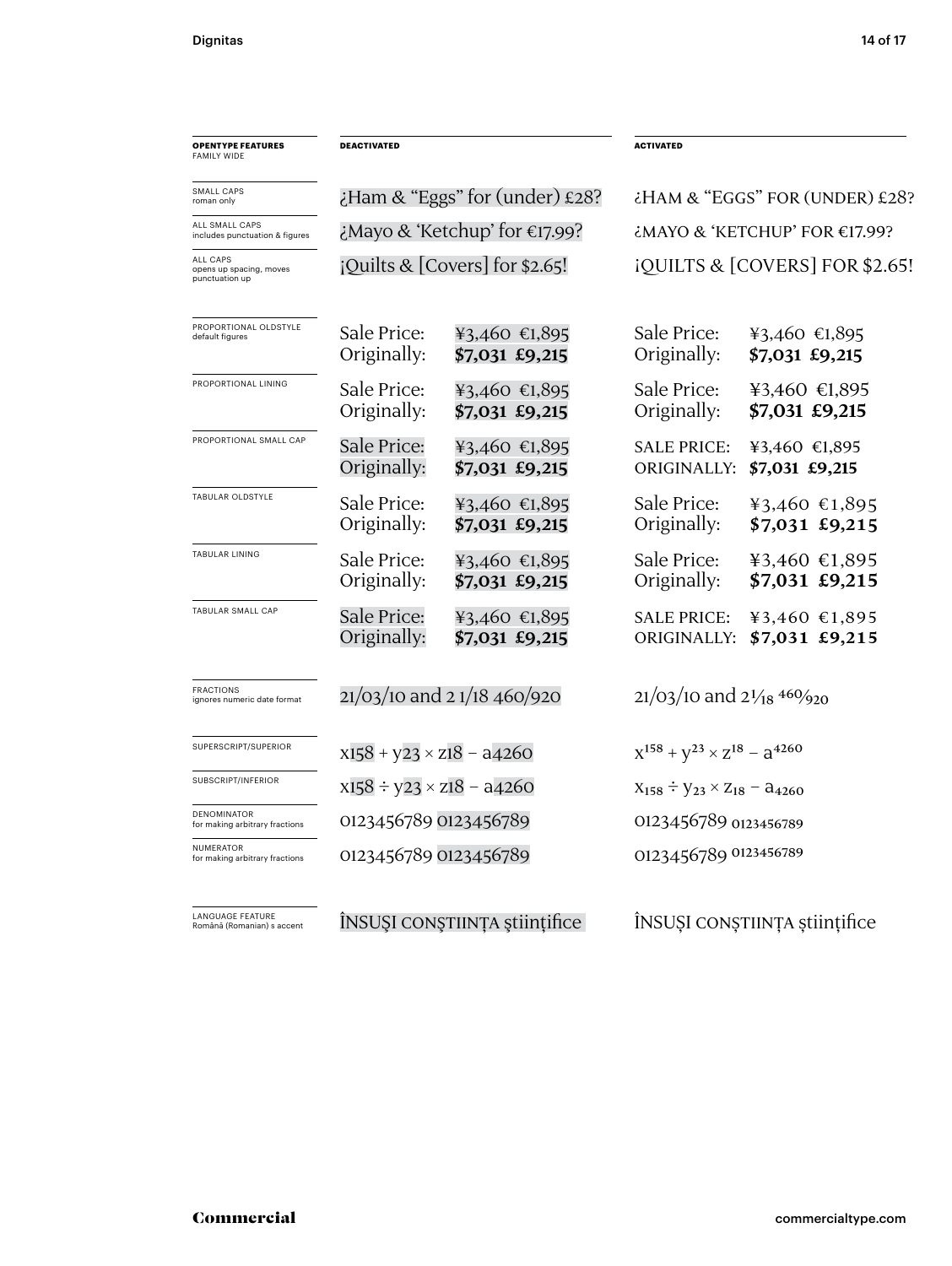| **OPENTYPE FEATURES** FAMILY WIDE | **DEACTIVATED** | | **ACTIVATED** | |
|---|---|---|---|---|
| SMALL CAPS roman only | ¿Ham & “Eggs” for (under) £28? | | ¿HAM & “EGGS” FOR (UNDER) £28? | |
| ALL SMALL CAPS includes punctuation & figures | ¿Mayo & ‘Ketchup’ for €17.99? | | ¿MAYO & ‘KETCHUP’ FOR €17.99? | |
| ALL CAPS opens up spacing, moves punctuation up | ¡Quilts & [Covers] for $2.65! | | ¡QUILTS & [COVERS] FOR $2.65! | |
| PROPORTIONAL OLDSTYLE default figures | Sale Price: Originally: | ¥3,460 €1,895 **$7,031 £9,215** | Sale Price: Originally: | ¥3,460 €1,895 **$7,031 £9,215** |
| PROPORTIONAL LINING | Sale Price: Originally: | ¥3,460 €1,895 **$7,031 £9,215** | Sale Price: Originally: | ¥3,460 €1,895 **$7,031 £9,215** |
| PROPORTIONAL SMALL CAP | Sale Price: Originally: | ¥3,460 €1,895 **$7,031 £9,215** | SALE PRICE: ORIGINALLY: | ¥3,460 €1,895 **$7,031 £9,215** |
| TABULAR OLDSTYLE | Sale Price: Originally: | ¥3,460 €1,895 **$7,031 £9,215** | Sale Price: Originally: | ¥3,460 €1,895 **$7,031 £9,215** |
| TABULAR LINING | Sale Price: Originally: | ¥3,460 €1,895 **$7,031 £9,215** | Sale Price: Originally: | ¥3,460 €1,895 **$7,031 £9,215** |
| TABULAR SMALL CAP | Sale Price: Originally: | ¥3,460 €1,895 **$7,031 £9,215** | SALE PRICE: ORIGINALLY: | ¥3,460 €1,895 **$7,031 £9,215** |
| FRACTIONS ignores numeric date format | 21/03/10 and 2 1/18 460/920 | | 21/03/10 and $2\frac{1}{18}$ $\frac{460}{920}$ | |
| SUPERSCRIPT/SUPERIOR | x158 + y23 × z18 − a4260 | | $x^{158} + y^{23} \times z^{18} - a^{4260}$ | |
| SUBSCRIPT/INFERIOR | x158 ÷ y23 × z18 − a4260 | | $x_{158} \div y_{23} \times z_{18} - a_{4260}$ | |
| DENOMINATOR for making arbitrary fractions | 0123456789 0123456789 | | 0123456789 $_{0123456789}$ | |
| NUMERATOR for making arbitrary fractions | 0123456789 0123456789 | | 0123456789 $^{0123456789}$ | |
| LANGUAGE FEATURE Română (Romanian) s accent | ÎNSUŞI CONŞTIINȚA ştiințifice | | ÎNSUȘI CONȘTIINȚA științifice | |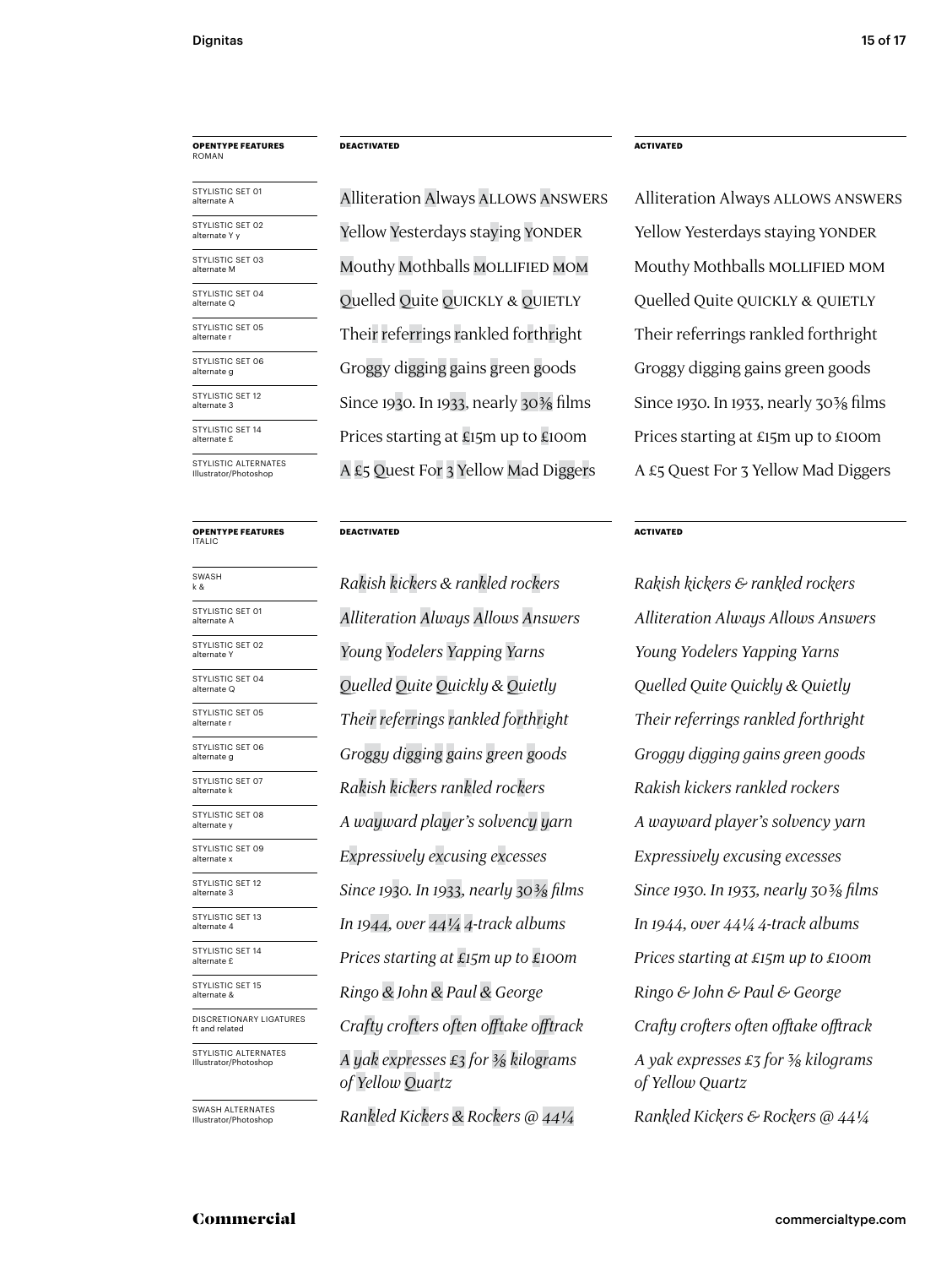| **OPENTYPE FEATURES** ROMAN | **DEACTIVATED** | **ACTIVATED** |
|---|---|---|
| STYLISTIC SET 01 alternate A | Alliteration Always ALLOWS ANSWERS | Alliteration Always ALLOWS ANSWERS |
| STYLISTIC SET 02 alternate Y y | Yellow Yesterdays staying YONDER | Yellow Yesterdays staying YONDER |
| STYLISTIC SET 03 alternate M | Mouthy Mothballs MOLLIFIED MOM | Mouthy Mothballs MOLLIFIED MOM |
| STYLISTIC SET 04 alternate Q | Quelled Quite QUICKLY & QUIETLY | Quelled Quite QUICKLY & QUIETLY |
| STYLISTIC SET 05 alternate r | Their referrings rankled forthright | Their referrings rankled forthright |
| STYLISTIC SET 06 alternate g | Groggy digging gains green goods | Groggy digging gains green goods |
| STYLISTIC SET 12 alternate 3 | Since 1930. In 1933, nearly 30⅜ films | Since 1930. In 1933, nearly 30⅜ films |
| STYLISTIC SET 14 alternate £ | Prices starting at £15m up to £100m | Prices starting at £15m up to £100m |
| STYLISTIC ALTERNATES Illustrator/Photoshop | A £5 Quest For 3 Yellow Mad Diggers | A £5 Quest For 3 Yellow Mad Diggers |

| **OPENTYPE FEATURES** ITALIC | **DEACTIVATED** | **ACTIVATED** |
|---|---|---|
| SWASH k & | *Rakish kickers & rankled rockers* | *Rakish kickers & rankled rockers* |
| STYLISTIC SET 01 alternate A | *Alliteration Always Allows Answers* | *Alliteration Always Allows Answers* |
| STYLISTIC SET 02 alternate Y | *Young Yodelers Yapping Yarns* | *Young Yodelers Yapping Yarns* |
| STYLISTIC SET 04 alternate Q | *Quelled Quite Quickly & Quietly* | *Quelled Quite Quickly & Quietly* |
| STYLISTIC SET 05 alternate r | *Their referrings rankled forthright* | *Their referrings rankled forthright* |
| STYLISTIC SET 06 alternate g | *Groggy digging gains green goods* | *Groggy digging gains green goods* |
| STYLISTIC SET 07 alternate k | *Rakish kickers rankled rockers* | *Rakish kickers rankled rockers* |
| STYLISTIC SET 08 alternate y | *A wayward player's solvency yarn* | *A wayward player's solvency yarn* |
| STYLISTIC SET 09 alternate x | *Expressively excusing excesses* | *Expressively excusing excesses* |
| STYLISTIC SET 12 alternate 3 | *Since 1930. In 1933, nearly 30⅜ films* | *Since 1930. In 1933, nearly 30⅜ films* |
| STYLISTIC SET 13 alternate 4 | *In 1944, over 44¼ 4-track albums* | *In 1944, over 44¼ 4-track albums* |
| STYLISTIC SET 14 alternate £ | *Prices starting at £15m up to £100m* | *Prices starting at £15m up to £100m* |
| STYLISTIC SET 15 alternate & | *Ringo & John & Paul & George* | *Ringo & John & Paul & George* |
| DISCRETIONARY LIGATURES ft and related | *Crafty crofters often offtake offtrack* | *Crafty crofters often offtake offtrack* |
| STYLISTIC ALTERNATES Illustrator/Photoshop | *A yak expresses £3 for ⅜ kilograms of Yellow Quartz* | *A yak expresses £3 for ⅜ kilograms of Yellow Quartz* |
| SWASH ALTERNATES Illustrator/Photoshop | *Rankled Kickers & Rockers @ 44¼* | *Rankled Kickers & Rockers @ 44¼* |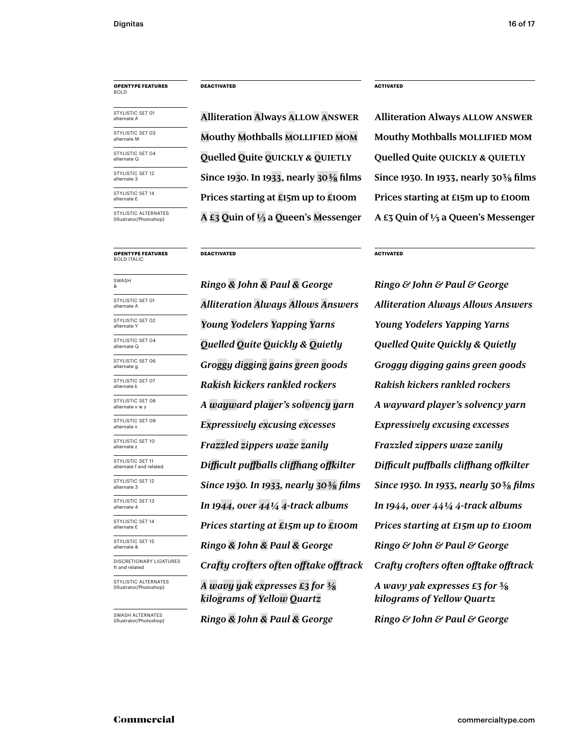| **OPENTYPE FEATURES** BOLD | **DEACTIVATED** | **ACTIVATED** |
|---|---|---|
| STYLISTIC SET 01 alternate A | Alliteration Always ALLOW ANSWER | Alliteration Always ALLOW ANSWER |
| STYLISTIC SET 03 alternate M | Mouthy Mothballs MOLLIFIED MOM | Mouthy Mothballs MOLLIFIED MOM |
| STYLISTIC SET 04 alternate Q | Quelled Quite QUICKLY & QUIETLY | Quelled Quite QUICKLY & QUIETLY |
| STYLISTIC SET 12 alternate 3 | Since 1930. In 1933, nearly 30⅜ films | Since 1930. In 1933, nearly 30⅜ films |
| STYLISTIC SET 14 alternate £ | Prices starting at £15m up to £100m | Prices starting at £15m up to £100m |
| STYLISTIC ALTERNATES (Illustrator/Photoshop) | A £3 Quin of ⅓ a Queen's Messenger | A £3 Quin of ⅓ a Queen's Messenger |

| **OPENTYPE FEATURES** BOLD ITALIC | **DEACTIVATED** | **ACTIVATED** |
|---|---|---|
| SWASH & | *Ringo & John & Paul & George* | *Ringo & John & Paul & George* |
| STYLISTIC SET 01 alternate A | *Alliteration Always Allows Answers* | *Alliteration Always Allows Answers* |
| STYLISTIC SET 02 alternate Y | *Young Yodelers Yapping Yarns* | *Young Yodelers Yapping Yarns* |
| STYLISTIC SET 04 alternate Q | *Quelled Quite Quickly & Quietly* | *Quelled Quite Quickly & Quietly* |
| STYLISTIC SET 06 alternate g | *Groggy digging gains green goods* | *Groggy digging gains green goods* |
| STYLISTIC SET 07 alternate k | *Rakish kickers rankled rockers* | *Rakish kickers rankled rockers* |
| STYLISTIC SET 08 alternate v w y | *A wayward player's solvency yarn* | *A wayward player's solvency yarn* |
| STYLISTIC SET 09 alternate x | *Expressively excusing excesses* | *Expressively excusing excesses* |
| STYLISTIC SET 10 alternate z | *Frazzled zippers waze zanily* | *Frazzled zippers waze zanily* |
| STYLISTIC SET 11 alternate f and related | *Difficult puffballs cliffhang offkilter* | *Difficult puffballs cliffhang offkilter* |
| STYLISTIC SET 12 alternate 3 | *Since 1930. In 1933, nearly 30⅜ films* | *Since 1930. In 1933, nearly 30⅜ films* |
| STYLISTIC SET 13 alternate 4 | *In 1944, over 44¼ 4-track albums* | *In 1944, over 44¼ 4-track albums* |
| STYLISTIC SET 14 alternate £ | *Prices starting at £15m up to £100m* | *Prices starting at £15m up to £100m* |
| STYLISTIC SET 15 alternate & | *Ringo & John & Paul & George* | *Ringo & John & Paul & George* |
| DISCRETIONARY LIGATURES ft and related | *Crafty crofters often offtake offtrack* | *Crafty crofters often offtake offtrack* |
| STYLISTIC ALTERNATES (Illustrator/Photoshop) | *A wavy yak expresses £3 for ⅜ kilograms of Yellow Quartz* | *A wavy yak expresses £3 for ⅜ kilograms of Yellow Quartz* |
| SWASH ALTERNATES (Illustrator/Photoshop) | *Ringo & John & Paul & George* | *Ringo & John & Paul & George* |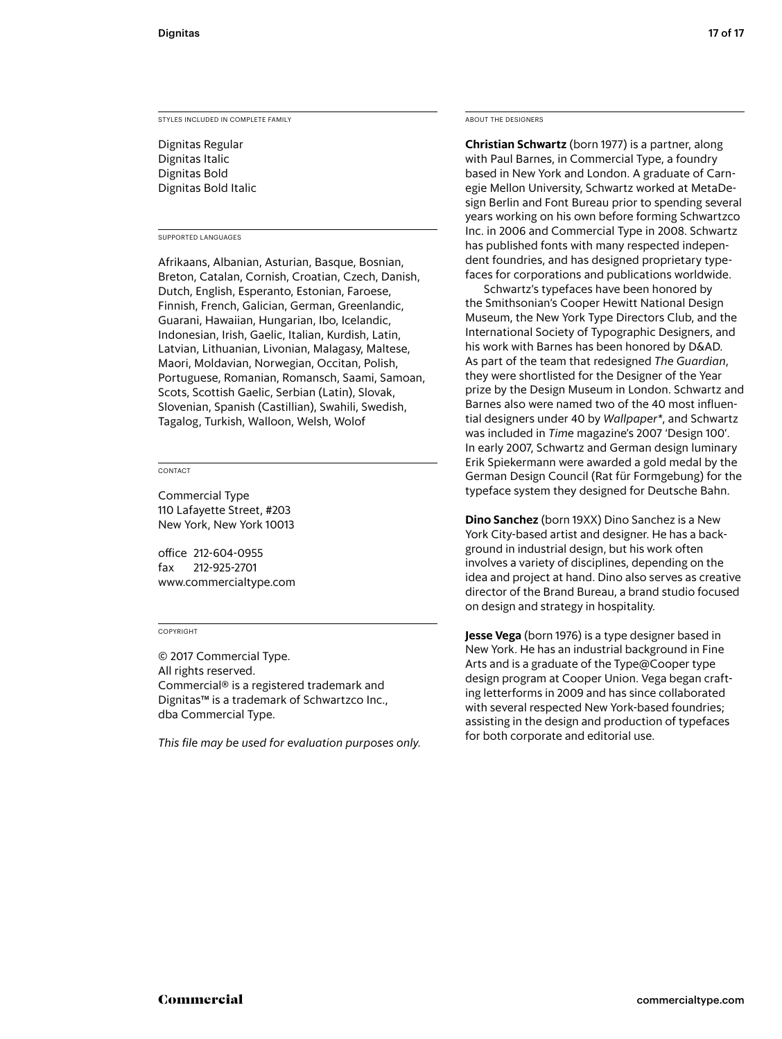STYLES INCLUDED IN COMPLETE FAMILY

Dignitas Regular
Dignitas Italic
Dignitas Bold
Dignitas Bold Italic

SUPPORTED LANGUAGES

Afrikaans, Albanian, Asturian, Basque, Bosnian, Breton, Catalan, Cornish, Croatian, Czech, Danish, Dutch, English, Esperanto, Estonian, Faroese, Finnish, French, Galician, German, Greenlandic, Guarani, Hawaiian, Hungarian, Ibo, Icelandic, Indonesian, Irish, Gaelic, Italian, Kurdish, Latin, Latvian, Lithuanian, Livonian, Malagasy, Maltese, Maori, Moldavian, Norwegian, Occitan, Polish, Portuguese, Romanian, Romansch, Saami, Samoan, Scots, Scottish Gaelic, Serbian (Latin), Slovak, Slovenian, Spanish (Castillian), Swahili, Swedish, Tagalog, Turkish, Walloon, Welsh, Wolof

CONTACT

Commercial Type
110 Lafayette Street, #203
New York, New York 10013

office 212-604-0955
fax 212-925-2701
www.commercialtype.com

COPYRIGHT

© 2017 Commercial Type.
All rights reserved.
Commercial® is a registered trademark and Dignitas™ is a trademark of Schwartzco Inc., dba Commercial Type.

*This file may be used for evaluation purposes only.*

ABOUT THE DESIGNERS

**Christian Schwartz** (born 1977) is a partner, along with Paul Barnes, in Commercial Type, a foundry based in New York and London. A graduate of Carnegie Mellon University, Schwartz worked at MetaDesign Berlin and Font Bureau prior to spending several years working on his own before forming Schwartzco Inc. in 2006 and Commercial Type in 2008. Schwartz has published fonts with many respected independent foundries, and has designed proprietary typefaces for corporations and publications worldwide.

Schwartz's typefaces have been honored by the Smithsonian's Cooper Hewitt National Design Museum, the New York Type Directors Club, and the International Society of Typographic Designers, and his work with Barnes has been honored by D&AD. As part of the team that redesigned *The Guardian*, they were shortlisted for the Designer of the Year prize by the Design Museum in London. Schwartz and Barnes also were named two of the 40 most influential designers under 40 by *Wallpaper**, and Schwartz was included in *Time* magazine's 2007 'Design 100'. In early 2007, Schwartz and German design luminary Erik Spiekermann were awarded a gold medal by the German Design Council (Rat für Formgebung) for the typeface system they designed for Deutsche Bahn.

**Dino Sanchez** (born 19XX) Dino Sanchez is a New York City-based artist and designer. He has a background in industrial design, but his work often involves a variety of disciplines, depending on the idea and project at hand. Dino also serves as creative director of the Brand Bureau, a brand studio focused on design and strategy in hospitality.

**Jesse Vega** (born 1976) is a type designer based in New York. He has an industrial background in Fine Arts and is a graduate of the Type@Cooper type design program at Cooper Union. Vega began crafting letterforms in 2009 and has since collaborated with several respected New York-based foundries; assisting in the design and production of typefaces for both corporate and editorial use.